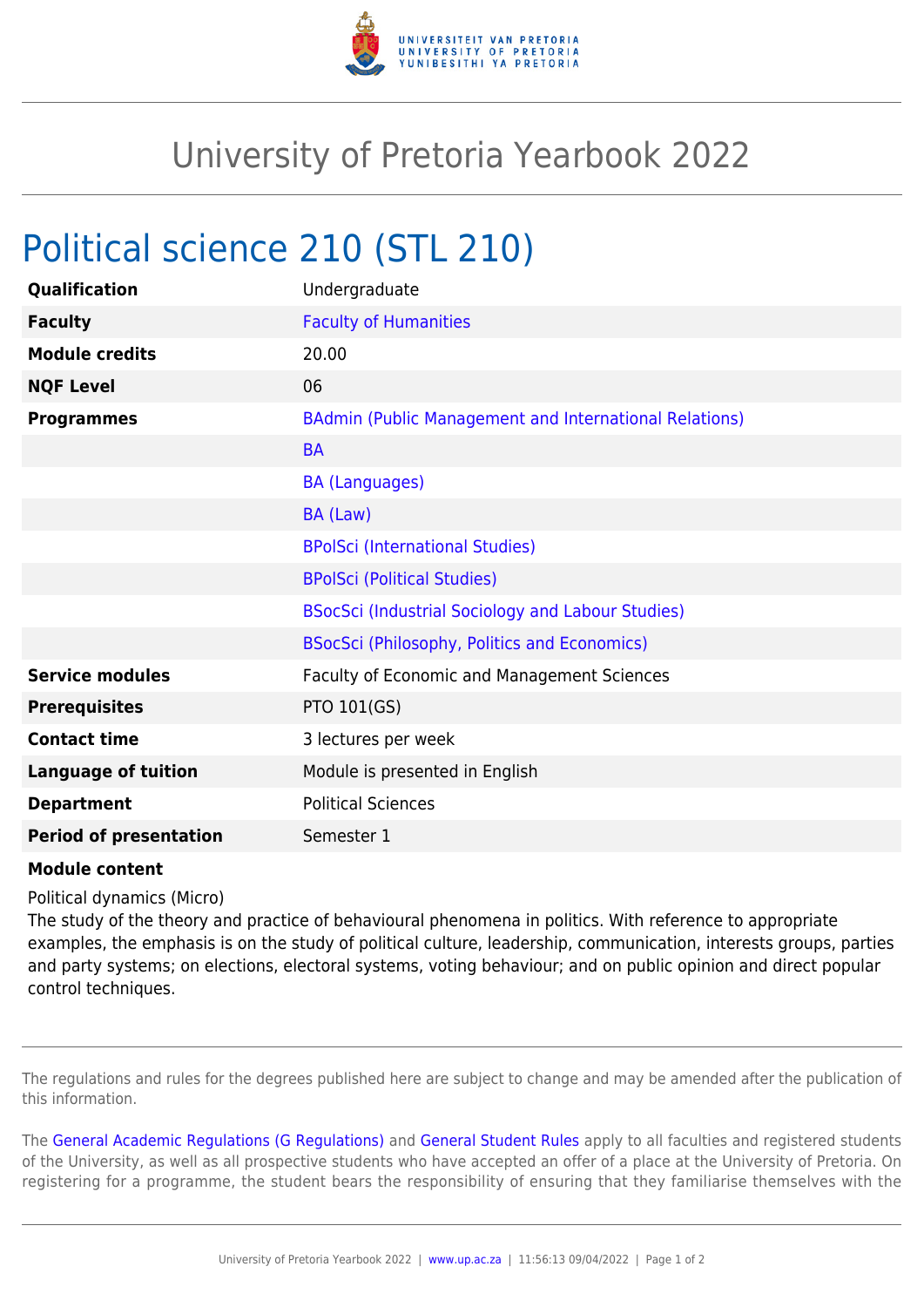# University of Pretoria Yearbook 2022

## Political science 210 (STL 210)

| | |
|---|---|
| **Qualification** | Undergraduate |
| **Faculty** | Faculty of Humanities |
| **Module credits** | 20.00 |
| **NQF Level** | 06 |
| **Programmes** | BAdmin (Public Management and International Relations) |
| | BA |
| | BA (Languages) |
| | BA (Law) |
| | BPolSci (International Studies) |
| | BPolSci (Political Studies) |
| | BSocSci (Industrial Sociology and Labour Studies) |
| | BSocSci (Philosophy, Politics and Economics) |
| **Service modules** | Faculty of Economic and Management Sciences |
| **Prerequisites** | PTO 101(GS) |
| **Contact time** | 3 lectures per week |
| **Language of tuition** | Module is presented in English |
| **Department** | Political Sciences |
| **Period of presentation** | Semester 1 |

**Module content**

Political dynamics (Micro)
The study of the theory and practice of behavioural phenomena in politics. With reference to appropriate examples, the emphasis is on the study of political culture, leadership, communication, interests groups, parties and party systems; on elections, electoral systems, voting behaviour; and on public opinion and direct popular control techniques.

The regulations and rules for the degrees published here are subject to change and may be amended after the publication of this information.

The General Academic Regulations (G Regulations) and General Student Rules apply to all faculties and registered students of the University, as well as all prospective students who have accepted an offer of a place at the University of Pretoria. On registering for a programme, the student bears the responsibility of ensuring that they familiarise themselves with the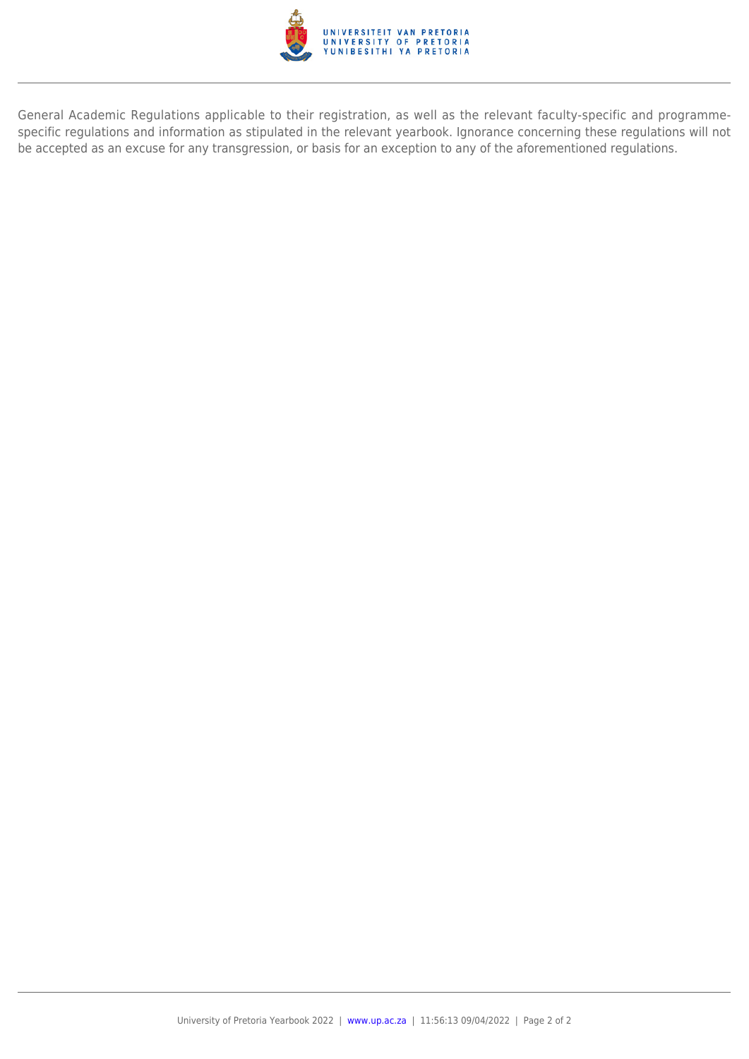General Academic Regulations applicable to their registration, as well as the relevant faculty-specific and programme-specific regulations and information as stipulated in the relevant yearbook. Ignorance concerning these regulations will not be accepted as an excuse for any transgression, or basis for an exception to any of the aforementioned regulations.